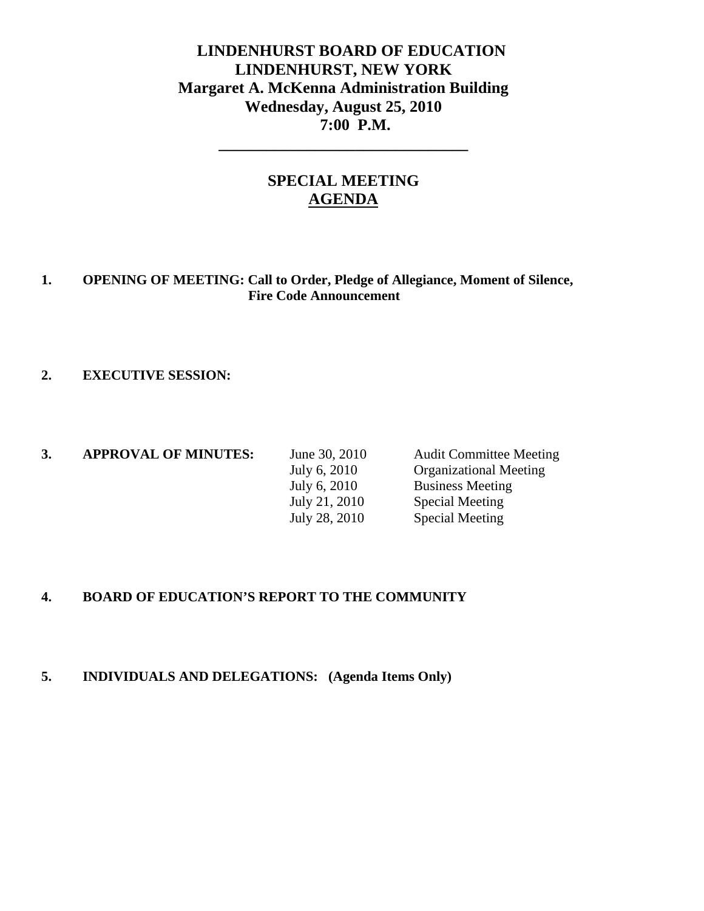# LINDENHURST BOARD OF EDUCATION
## LINDENHURST, NEW YORK
## Margaret A. McKenna Administration Building
## Wednesday, August 25, 2010
## 7:00 P.M.

---

## SPECIAL MEETING
## AGENDA

**1. OPENING OF MEETING: Call to Order, Pledge of Allegiance, Moment of Silence, Fire Code Announcement**

**2. EXECUTIVE SESSION:**

**3. APPROVAL OF MINUTES:**

| Date | Meeting |
|---|---|
| June 30, 2010 | Audit Committee Meeting |
| July 6, 2010 | Organizational Meeting |
| July 6, 2010 | Business Meeting |
| July 21, 2010 | Special Meeting |
| July 28, 2010 | Special Meeting |

**4. BOARD OF EDUCATION'S REPORT TO THE COMMUNITY**

**5. INDIVIDUALS AND DELEGATIONS: (Agenda Items Only)**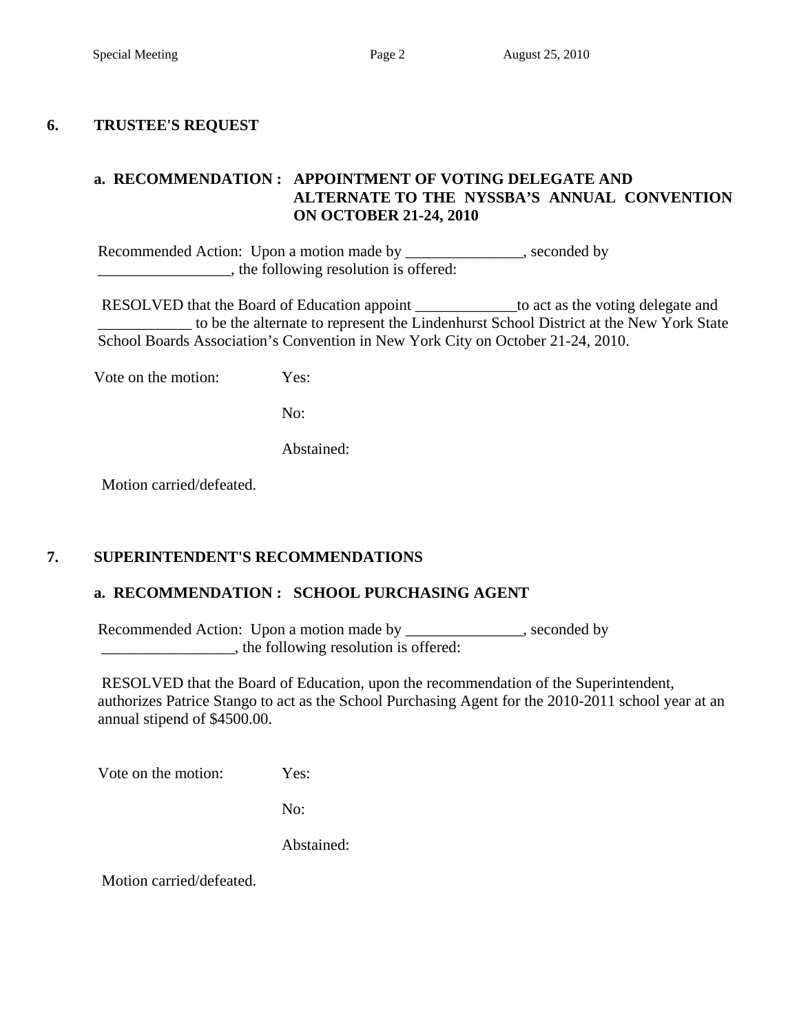## 6. TRUSTEE'S REQUEST

### a. RECOMMENDATION : APPOINTMENT OF VOTING DELEGATE AND ALTERNATE TO THE NYSSBA'S ANNUAL CONVENTION ON OCTOBER 21-24, 2010

Recommended Action: Upon a motion made by _______________, seconded by _________________, the following resolution is offered:

RESOLVED that the Board of Education appoint _____________to act as the voting delegate and ____________ to be the alternate to represent the Lindenhurst School District at the New York State School Boards Association's Convention in New York City on October 21-24, 2010.

Vote on the motion: Yes:

No:

Abstained:

Motion carried/defeated.

## 7. SUPERINTENDENT'S RECOMMENDATIONS

### a. RECOMMENDATION : SCHOOL PURCHASING AGENT

Recommended Action: Upon a motion made by _______________, seconded by _________________, the following resolution is offered:

RESOLVED that the Board of Education, upon the recommendation of the Superintendent, authorizes Patrice Stango to act as the School Purchasing Agent for the 2010-2011 school year at an annual stipend of $4500.00.

Vote on the motion: Yes:

No:

Abstained:

Motion carried/defeated.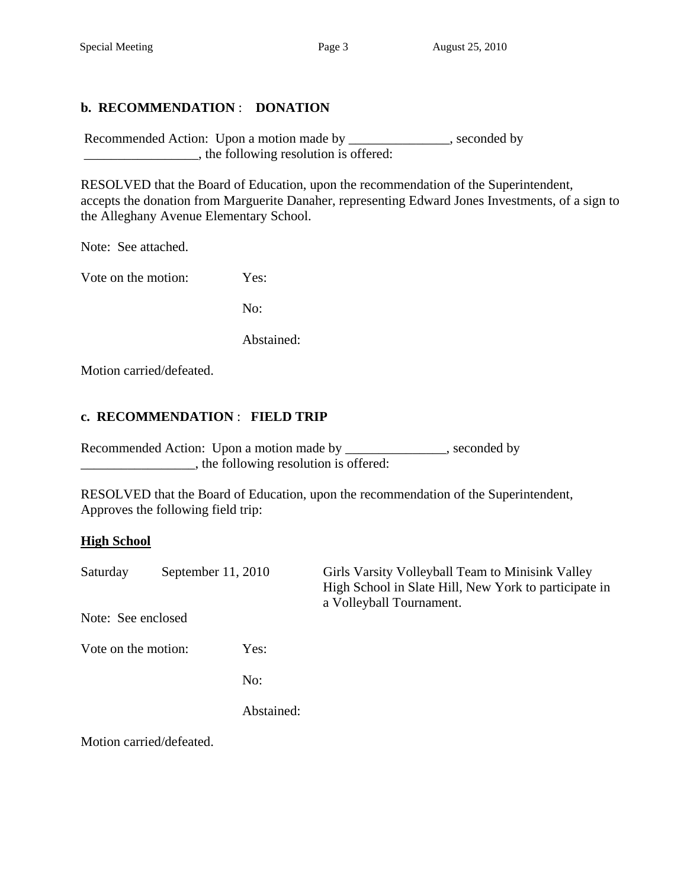**b. RECOMMENDATION** : **DONATION**

Recommended Action: Upon a motion made by _______________, seconded by _________________, the following resolution is offered:

RESOLVED that the Board of Education, upon the recommendation of the Superintendent, accepts the donation from Marguerite Danaher, representing Edward Jones Investments, of a sign to the Alleghany Avenue Elementary School.

Note: See attached.

Vote on the motion: Yes:

No:

Abstained:

Motion carried/defeated.

**c. RECOMMENDATION** : **FIELD TRIP**

Recommended Action: Upon a motion made by _______________, seconded by _________________, the following resolution is offered:

RESOLVED that the Board of Education, upon the recommendation of the Superintendent, Approves the following field trip:

**High School**

Saturday September 11, 2010 Girls Varsity Volleyball Team to Minisink Valley High School in Slate Hill, New York to participate in a Volleyball Tournament.

Note: See enclosed

Vote on the motion: Yes:

No:

Abstained:

Motion carried/defeated.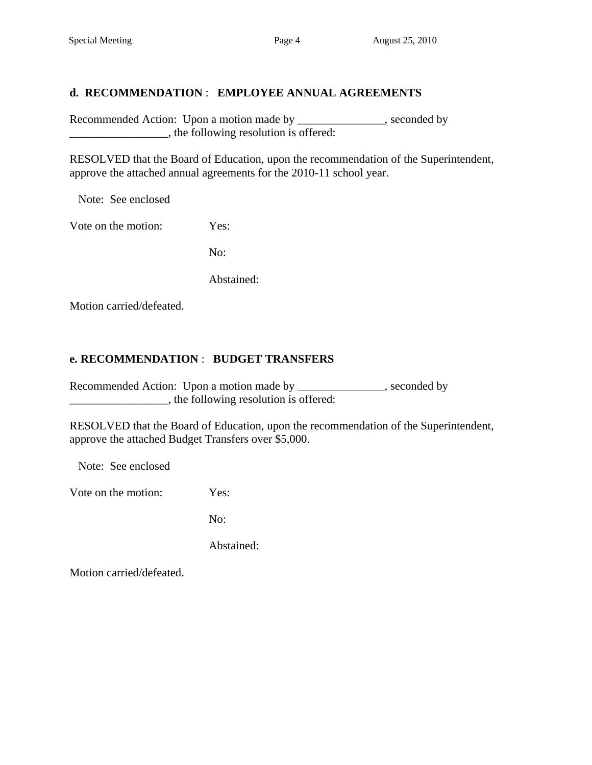**d. RECOMMENDATION** : **EMPLOYEE ANNUAL AGREEMENTS**

Recommended Action: Upon a motion made by _______________, seconded by _________________, the following resolution is offered:

RESOLVED that the Board of Education, upon the recommendation of the Superintendent, approve the attached annual agreements for the 2010-11 school year.

Note: See enclosed

Vote on the motion: Yes:

No:

Abstained:

Motion carried/defeated.

**e. RECOMMENDATION** : **BUDGET TRANSFERS**

Recommended Action: Upon a motion made by _______________, seconded by _________________, the following resolution is offered:

RESOLVED that the Board of Education, upon the recommendation of the Superintendent, approve the attached Budget Transfers over $5,000.

Note: See enclosed

Vote on the motion: Yes:

No:

Abstained:

Motion carried/defeated.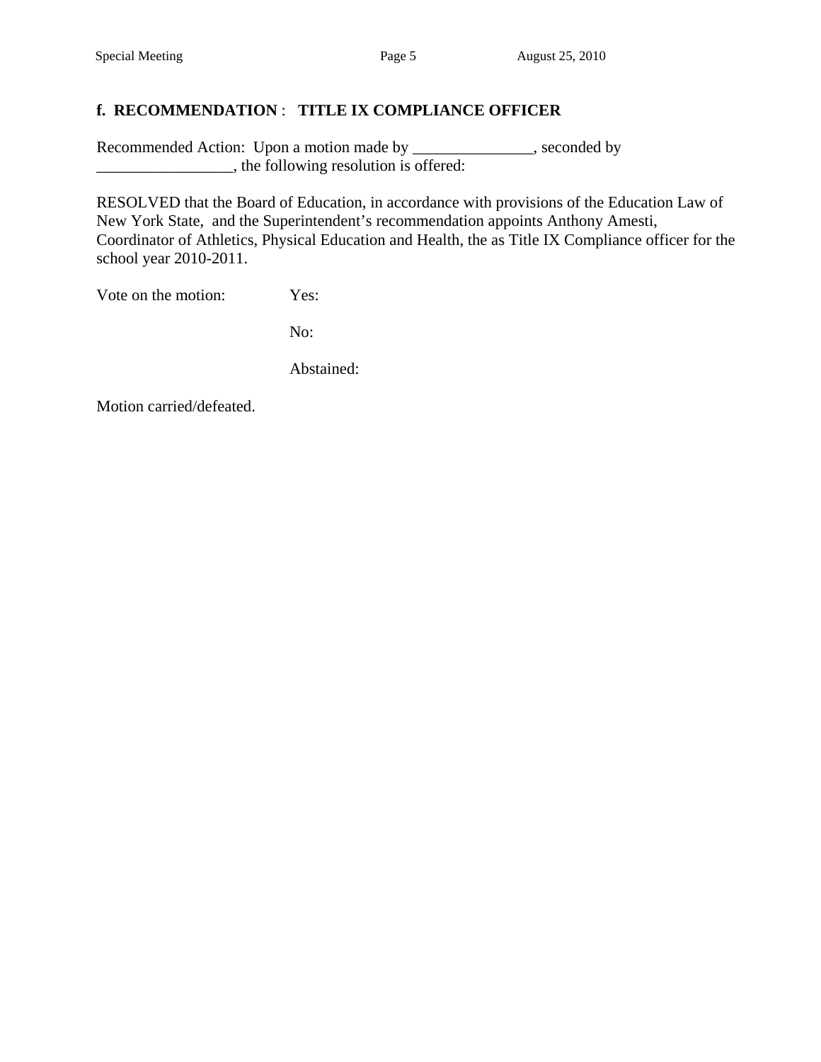**f. RECOMMENDATION : TITLE IX COMPLIANCE OFFICER**

Recommended Action: Upon a motion made by _______________, seconded by _________________, the following resolution is offered:

RESOLVED that the Board of Education, in accordance with provisions of the Education Law of New York State, and the Superintendent's recommendation appoints Anthony Amesti, Coordinator of Athletics, Physical Education and Health, the as Title IX Compliance officer for the school year 2010-2011.

Vote on the motion: Yes:

No:

Abstained:

Motion carried/defeated.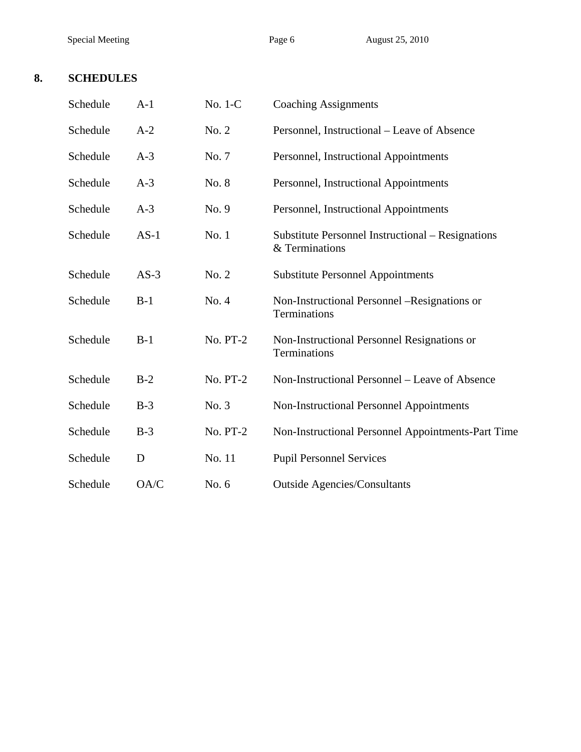## 8. SCHEDULES

| | | | |
|---|---|---|---|
| Schedule | A-1 | No. 1-C | Coaching Assignments |
| Schedule | A-2 | No. 2 | Personnel, Instructional – Leave of Absence |
| Schedule | A-3 | No. 7 | Personnel, Instructional Appointments |
| Schedule | A-3 | No. 8 | Personnel, Instructional Appointments |
| Schedule | A-3 | No. 9 | Personnel, Instructional Appointments |
| Schedule | AS-1 | No. 1 | Substitute Personnel Instructional – Resignations & Terminations |
| Schedule | AS-3 | No. 2 | Substitute Personnel Appointments |
| Schedule | B-1 | No. 4 | Non-Instructional Personnel –Resignations or Terminations |
| Schedule | B-1 | No. PT-2 | Non-Instructional Personnel Resignations or Terminations |
| Schedule | B-2 | No. PT-2 | Non-Instructional Personnel – Leave of Absence |
| Schedule | B-3 | No. 3 | Non-Instructional Personnel Appointments |
| Schedule | B-3 | No. PT-2 | Non-Instructional Personnel Appointments-Part Time |
| Schedule | D | No. 11 | Pupil Personnel Services |
| Schedule | OA/C | No. 6 | Outside Agencies/Consultants |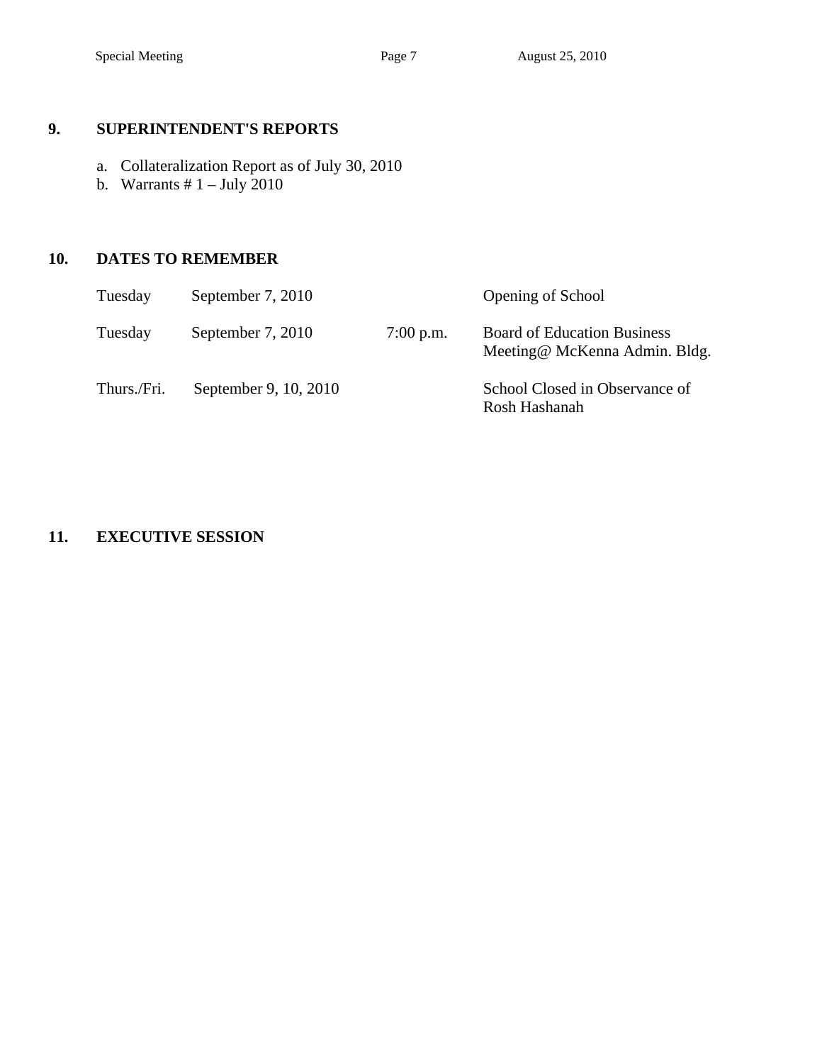## 9. SUPERINTENDENT'S REPORTS

a. Collateralization Report as of July 30, 2010
b. Warrants # 1 – July 2010

## 10. DATES TO REMEMBER

| | | | |
|---|---|---|---|
| Tuesday | September 7, 2010 | | Opening of School |
| Tuesday | September 7, 2010 | 7:00 p.m. | Board of Education Business Meeting@ McKenna Admin. Bldg. |
| Thurs./Fri. | September 9, 10, 2010 | | School Closed in Observance of Rosh Hashanah |

## 11. EXECUTIVE SESSION